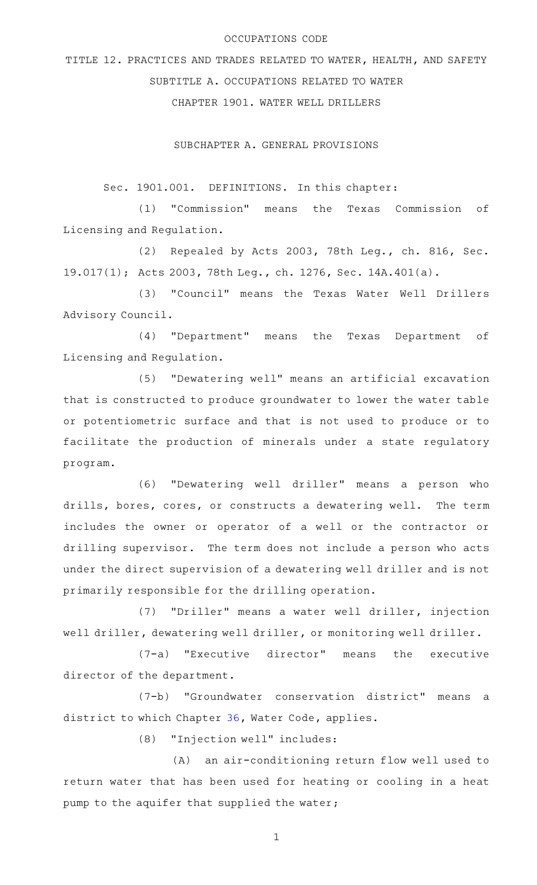OCCUPATIONS CODE

TITLE 12. PRACTICES AND TRADES RELATED TO WATER, HEALTH, AND SAFETY

SUBTITLE A. OCCUPATIONS RELATED TO WATER

CHAPTER 1901. WATER WELL DRILLERS

SUBCHAPTER A. GENERAL PROVISIONS

Sec. 1901.001. DEFINITIONS. In this chapter:

(1) "Commission" means the Texas Commission of Licensing and Regulation.

(2) Repealed by Acts 2003, 78th Leg., ch. 816, Sec. 19.017(1); Acts 2003, 78th Leg., ch. 1276, Sec. 14A.401(a).

(3) "Council" means the Texas Water Well Drillers Advisory Council.

(4) "Department" means the Texas Department of Licensing and Regulation.

(5) "Dewatering well" means an artificial excavation that is constructed to produce groundwater to lower the water table or potentiometric surface and that is not used to produce or to facilitate the production of minerals under a state regulatory program.

(6) "Dewatering well driller" means a person who drills, bores, cores, or constructs a dewatering well. The term includes the owner or operator of a well or the contractor or drilling supervisor. The term does not include a person who acts under the direct supervision of a dewatering well driller and is not primarily responsible for the drilling operation.

(7) "Driller" means a water well driller, injection well driller, dewatering well driller, or monitoring well driller.

(7-a) "Executive director" means the executive director of the department.

(7-b) "Groundwater conservation district" means a district to which Chapter 36, Water Code, applies.

(8) "Injection well" includes:

(A) an air-conditioning return flow well used to return water that has been used for heating or cooling in a heat pump to the aquifer that supplied the water;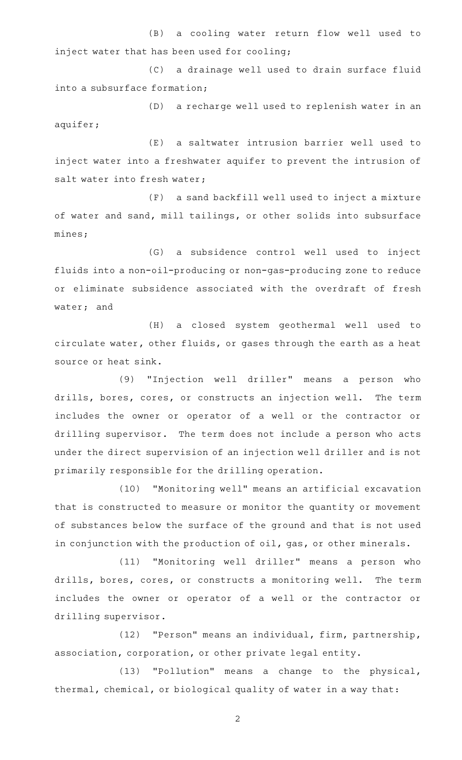(B) a cooling water return flow well used to inject water that has been used for cooling;

(C) a drainage well used to drain surface fluid into a subsurface formation;

(D) a recharge well used to replenish water in an aquifer;

(E) a saltwater intrusion barrier well used to inject water into a freshwater aquifer to prevent the intrusion of salt water into fresh water;

(F) a sand backfill well used to inject a mixture of water and sand, mill tailings, or other solids into subsurface mines;

(G) a subsidence control well used to inject fluids into a non-oil-producing or non-gas-producing zone to reduce or eliminate subsidence associated with the overdraft of fresh water; and

(H) a closed system geothermal well used to circulate water, other fluids, or gases through the earth as a heat source or heat sink.

(9) "Injection well driller" means a person who drills, bores, cores, or constructs an injection well. The term includes the owner or operator of a well or the contractor or drilling supervisor. The term does not include a person who acts under the direct supervision of an injection well driller and is not primarily responsible for the drilling operation.

(10) "Monitoring well" means an artificial excavation that is constructed to measure or monitor the quantity or movement of substances below the surface of the ground and that is not used in conjunction with the production of oil, gas, or other minerals.

(11) "Monitoring well driller" means a person who drills, bores, cores, or constructs a monitoring well. The term includes the owner or operator of a well or the contractor or drilling supervisor.

(12) "Person" means an individual, firm, partnership, association, corporation, or other private legal entity.

(13) "Pollution" means a change to the physical, thermal, chemical, or biological quality of water in a way that: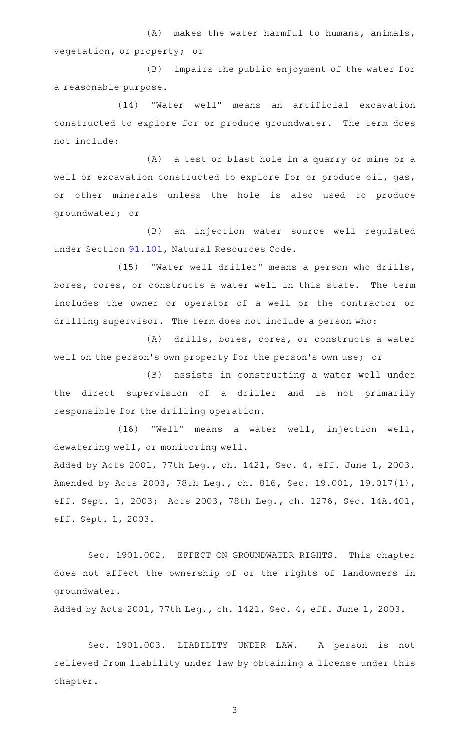(A) makes the water harmful to humans, animals, vegetation, or property; or

(B) impairs the public enjoyment of the water for a reasonable purpose.

(14) "Water well" means an artificial excavation constructed to explore for or produce groundwater. The term does not include:

(A) a test or blast hole in a quarry or mine or a well or excavation constructed to explore for or produce oil, gas, or other minerals unless the hole is also used to produce groundwater; or

(B) an injection water source well regulated under Section 91.101, Natural Resources Code.

(15) "Water well driller" means a person who drills, bores, cores, or constructs a water well in this state. The term includes the owner or operator of a well or the contractor or drilling supervisor. The term does not include a person who:

(A) drills, bores, cores, or constructs a water well on the person's own property for the person's own use; or

(B) assists in constructing a water well under the direct supervision of a driller and is not primarily responsible for the drilling operation.

(16) "Well" means a water well, injection well, dewatering well, or monitoring well.

Added by Acts 2001, 77th Leg., ch. 1421, Sec. 4, eff. June 1, 2003. Amended by Acts 2003, 78th Leg., ch. 816, Sec. 19.001, 19.017(1), eff. Sept. 1, 2003; Acts 2003, 78th Leg., ch. 1276, Sec. 14A.401, eff. Sept. 1, 2003.

Sec. 1901.002. EFFECT ON GROUNDWATER RIGHTS. This chapter does not affect the ownership of or the rights of landowners in groundwater.

Added by Acts 2001, 77th Leg., ch. 1421, Sec. 4, eff. June 1, 2003.

Sec. 1901.003. LIABILITY UNDER LAW. A person is not relieved from liability under law by obtaining a license under this chapter.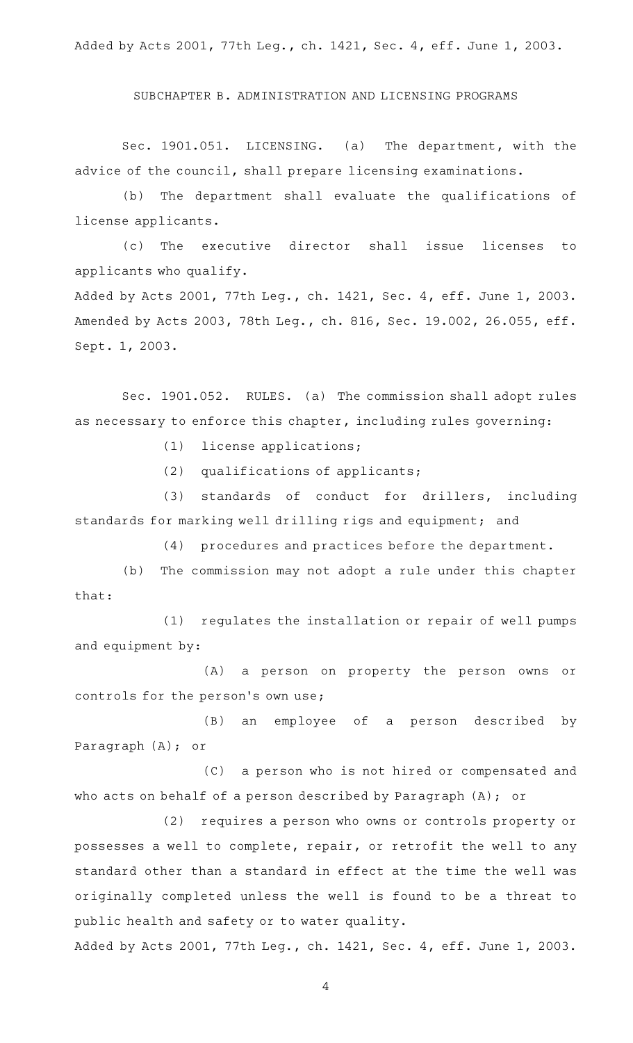Added by Acts 2001, 77th Leg., ch. 1421, Sec. 4, eff. June 1, 2003.

SUBCHAPTER B. ADMINISTRATION AND LICENSING PROGRAMS

Sec. 1901.051. LICENSING. (a) The department, with the advice of the council, shall prepare licensing examinations.

(b) The department shall evaluate the qualifications of license applicants.

(c) The executive director shall issue licenses to applicants who qualify.

Added by Acts 2001, 77th Leg., ch. 1421, Sec. 4, eff. June 1, 2003.
Amended by Acts 2003, 78th Leg., ch. 816, Sec. 19.002, 26.055, eff. Sept. 1, 2003.

Sec. 1901.052. RULES. (a) The commission shall adopt rules as necessary to enforce this chapter, including rules governing:

(1) license applications;

(2) qualifications of applicants;

(3) standards of conduct for drillers, including standards for marking well drilling rigs and equipment; and

(4) procedures and practices before the department.

(b) The commission may not adopt a rule under this chapter that:

(1) regulates the installation or repair of well pumps and equipment by:

(A) a person on property the person owns or controls for the person's own use;

(B) an employee of a person described by Paragraph (A); or

(C) a person who is not hired or compensated and who acts on behalf of a person described by Paragraph (A); or

(2) requires a person who owns or controls property or possesses a well to complete, repair, or retrofit the well to any standard other than a standard in effect at the time the well was originally completed unless the well is found to be a threat to public health and safety or to water quality.

Added by Acts 2001, 77th Leg., ch. 1421, Sec. 4, eff. June 1, 2003.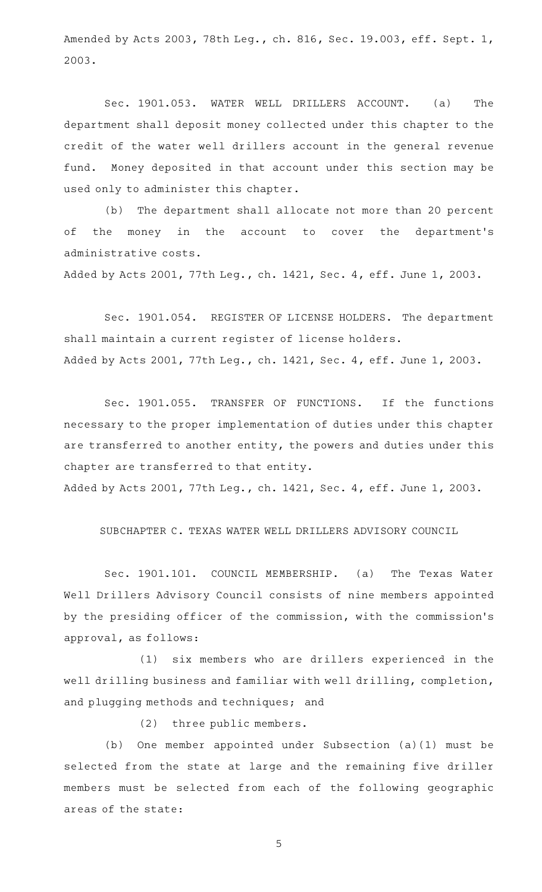Amended by Acts 2003, 78th Leg., ch. 816, Sec. 19.003, eff. Sept. 1, 2003.

Sec. 1901.053. WATER WELL DRILLERS ACCOUNT. (a) The department shall deposit money collected under this chapter to the credit of the water well drillers account in the general revenue fund. Money deposited in that account under this section may be used only to administer this chapter.

(b) The department shall allocate not more than 20 percent of the money in the account to cover the department's administrative costs.

Added by Acts 2001, 77th Leg., ch. 1421, Sec. 4, eff. June 1, 2003.

Sec. 1901.054. REGISTER OF LICENSE HOLDERS. The department shall maintain a current register of license holders.

Added by Acts 2001, 77th Leg., ch. 1421, Sec. 4, eff. June 1, 2003.

Sec. 1901.055. TRANSFER OF FUNCTIONS. If the functions necessary to the proper implementation of duties under this chapter are transferred to another entity, the powers and duties under this chapter are transferred to that entity.

Added by Acts 2001, 77th Leg., ch. 1421, Sec. 4, eff. June 1, 2003.

SUBCHAPTER C. TEXAS WATER WELL DRILLERS ADVISORY COUNCIL

Sec. 1901.101. COUNCIL MEMBERSHIP. (a) The Texas Water Well Drillers Advisory Council consists of nine members appointed by the presiding officer of the commission, with the commission's approval, as follows:

(1) six members who are drillers experienced in the well drilling business and familiar with well drilling, completion, and plugging methods and techniques; and

(2) three public members.

(b) One member appointed under Subsection (a)(1) must be selected from the state at large and the remaining five driller members must be selected from each of the following geographic areas of the state: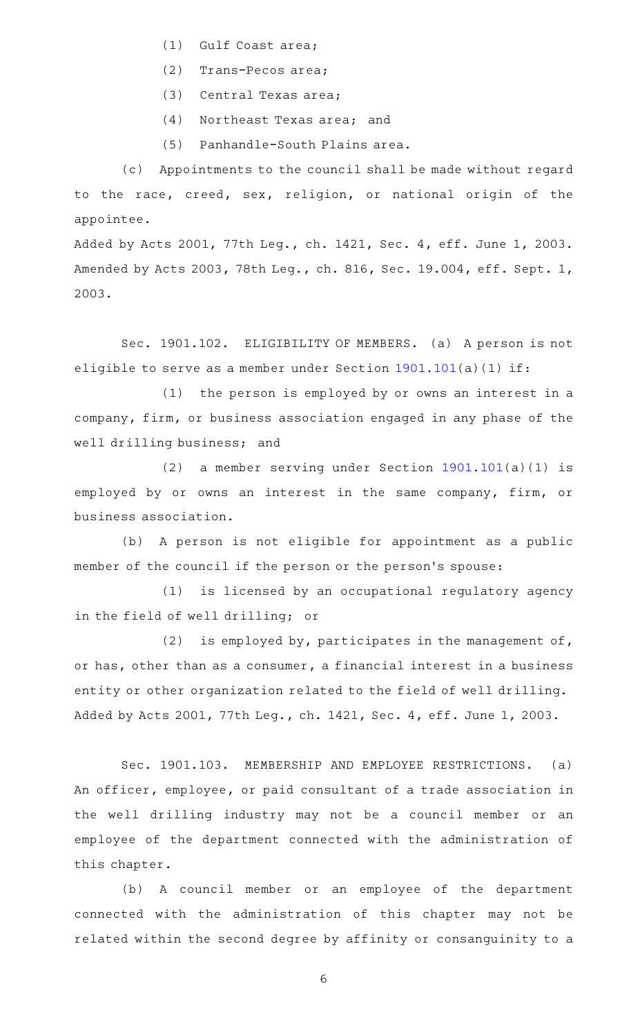(1) Gulf Coast area;

(2) Trans-Pecos area;

(3) Central Texas area;

(4) Northeast Texas area; and

(5) Panhandle-South Plains area.

(c) Appointments to the council shall be made without regard to the race, creed, sex, religion, or national origin of the appointee.

Added by Acts 2001, 77th Leg., ch. 1421, Sec. 4, eff. June 1, 2003. Amended by Acts 2003, 78th Leg., ch. 816, Sec. 19.004, eff. Sept. 1, 2003.

Sec. 1901.102. ELIGIBILITY OF MEMBERS. (a) A person is not eligible to serve as a member under Section 1901.101(a)(1) if:

(1) the person is employed by or owns an interest in a company, firm, or business association engaged in any phase of the well drilling business; and

(2) a member serving under Section 1901.101(a)(1) is employed by or owns an interest in the same company, firm, or business association.

(b) A person is not eligible for appointment as a public member of the council if the person or the person's spouse:

(1) is licensed by an occupational regulatory agency in the field of well drilling; or

(2) is employed by, participates in the management of, or has, other than as a consumer, a financial interest in a business entity or other organization related to the field of well drilling.

Added by Acts 2001, 77th Leg., ch. 1421, Sec. 4, eff. June 1, 2003.

Sec. 1901.103. MEMBERSHIP AND EMPLOYEE RESTRICTIONS. (a) An officer, employee, or paid consultant of a trade association in the well drilling industry may not be a council member or an employee of the department connected with the administration of this chapter.

(b) A council member or an employee of the department connected with the administration of this chapter may not be related within the second degree by affinity or consanguinity to a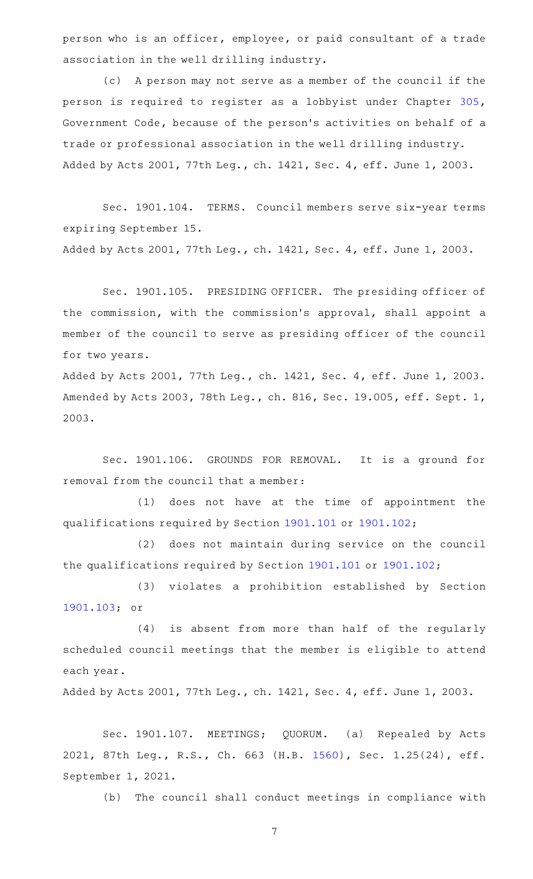person who is an officer, employee, or paid consultant of a trade association in the well drilling industry.

(c) A person may not serve as a member of the council if the person is required to register as a lobbyist under Chapter 305, Government Code, because of the person's activities on behalf of a trade or professional association in the well drilling industry.
Added by Acts 2001, 77th Leg., ch. 1421, Sec. 4, eff. June 1, 2003.

Sec. 1901.104. TERMS. Council members serve six-year terms expiring September 15.
Added by Acts 2001, 77th Leg., ch. 1421, Sec. 4, eff. June 1, 2003.

Sec. 1901.105. PRESIDING OFFICER. The presiding officer of the commission, with the commission's approval, shall appoint a member of the council to serve as presiding officer of the council for two years.
Added by Acts 2001, 77th Leg., ch. 1421, Sec. 4, eff. June 1, 2003.
Amended by Acts 2003, 78th Leg., ch. 816, Sec. 19.005, eff. Sept. 1, 2003.

Sec. 1901.106. GROUNDS FOR REMOVAL. It is a ground for removal from the council that a member:

(1) does not have at the time of appointment the qualifications required by Section 1901.101 or 1901.102;

(2) does not maintain during service on the council the qualifications required by Section 1901.101 or 1901.102;

(3) violates a prohibition established by Section 1901.103; or

(4) is absent from more than half of the regularly scheduled council meetings that the member is eligible to attend each year.
Added by Acts 2001, 77th Leg., ch. 1421, Sec. 4, eff. June 1, 2003.

Sec. 1901.107. MEETINGS; QUORUM. (a) Repealed by Acts 2021, 87th Leg., R.S., Ch. 663 (H.B. 1560), Sec. 1.25(24), eff. September 1, 2021.

(b) The council shall conduct meetings in compliance with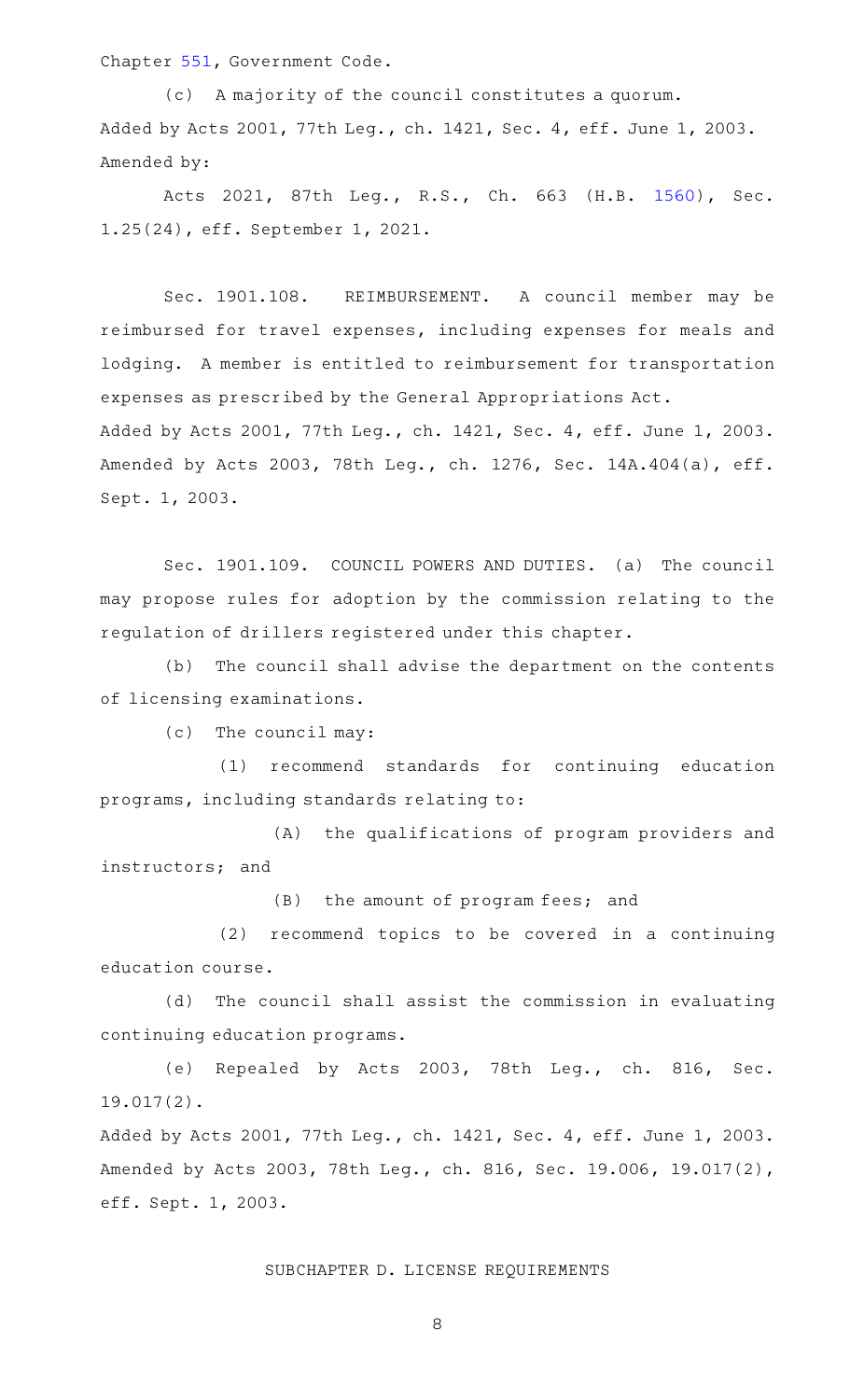Chapter 551, Government Code.

(c) A majority of the council constitutes a quorum.
Added by Acts 2001, 77th Leg., ch. 1421, Sec. 4, eff. June 1, 2003.
Amended by:

Acts 2021, 87th Leg., R.S., Ch. 663 (H.B. 1560), Sec. 1.25(24), eff. September 1, 2021.

Sec. 1901.108. REIMBURSEMENT. A council member may be reimbursed for travel expenses, including expenses for meals and lodging. A member is entitled to reimbursement for transportation expenses as prescribed by the General Appropriations Act.
Added by Acts 2001, 77th Leg., ch. 1421, Sec. 4, eff. June 1, 2003.
Amended by Acts 2003, 78th Leg., ch. 1276, Sec. 14A.404(a), eff. Sept. 1, 2003.

Sec. 1901.109. COUNCIL POWERS AND DUTIES. (a) The council may propose rules for adoption by the commission relating to the regulation of drillers registered under this chapter.

(b) The council shall advise the department on the contents of licensing examinations.

(c) The council may:

(1) recommend standards for continuing education programs, including standards relating to:

(A) the qualifications of program providers and instructors; and

(B) the amount of program fees; and

(2) recommend topics to be covered in a continuing education course.

(d) The council shall assist the commission in evaluating continuing education programs.

(e) Repealed by Acts 2003, 78th Leg., ch. 816, Sec. 19.017(2).
Added by Acts 2001, 77th Leg., ch. 1421, Sec. 4, eff. June 1, 2003.
Amended by Acts 2003, 78th Leg., ch. 816, Sec. 19.006, 19.017(2), eff. Sept. 1, 2003.

SUBCHAPTER D. LICENSE REQUIREMENTS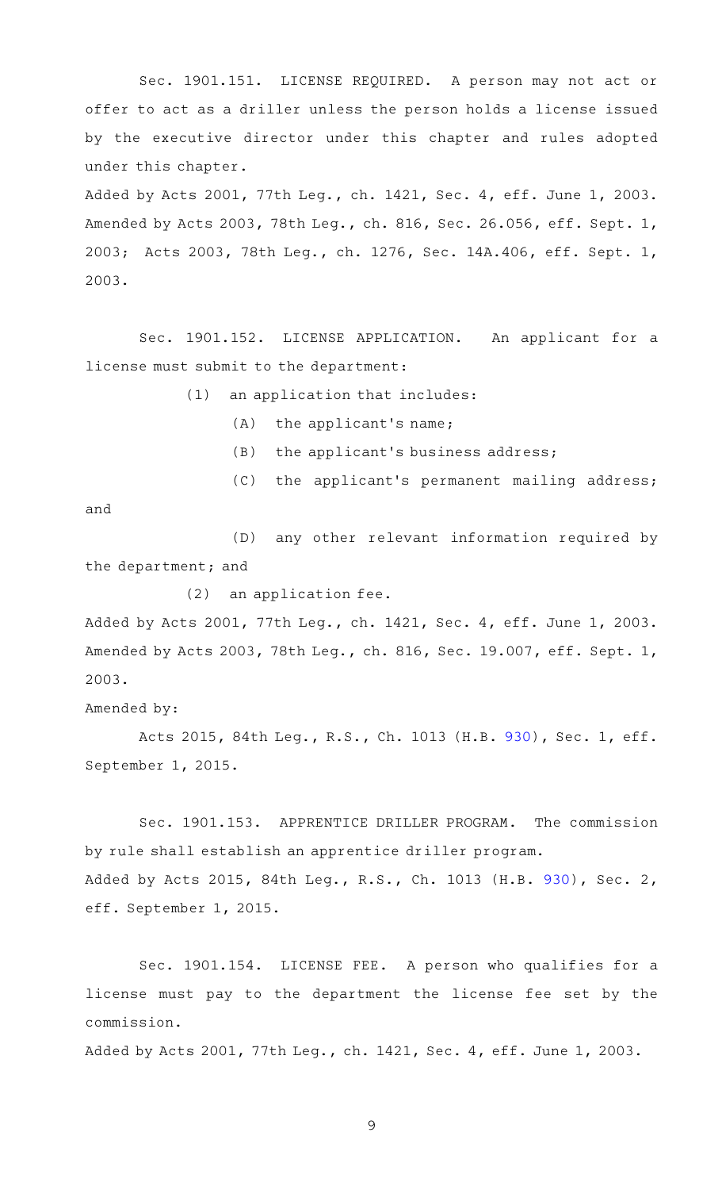Sec. 1901.151. LICENSE REQUIRED. A person may not act or offer to act as a driller unless the person holds a license issued by the executive director under this chapter and rules adopted under this chapter.

Added by Acts 2001, 77th Leg., ch. 1421, Sec. 4, eff. June 1, 2003. Amended by Acts 2003, 78th Leg., ch. 816, Sec. 26.056, eff. Sept. 1, 2003; Acts 2003, 78th Leg., ch. 1276, Sec. 14A.406, eff. Sept. 1, 2003.

Sec. 1901.152. LICENSE APPLICATION. An applicant for a license must submit to the department:

(1) an application that includes:

(A) the applicant's name;

(B) the applicant's business address;

(C) the applicant's permanent mailing address; and

(D) any other relevant information required by the department; and

(2) an application fee.

Added by Acts 2001, 77th Leg., ch. 1421, Sec. 4, eff. June 1, 2003. Amended by Acts 2003, 78th Leg., ch. 816, Sec. 19.007, eff. Sept. 1, 2003.

Amended by:

Acts 2015, 84th Leg., R.S., Ch. 1013 (H.B. 930), Sec. 1, eff. September 1, 2015.

Sec. 1901.153. APPRENTICE DRILLER PROGRAM. The commission by rule shall establish an apprentice driller program.

Added by Acts 2015, 84th Leg., R.S., Ch. 1013 (H.B. 930), Sec. 2, eff. September 1, 2015.

Sec. 1901.154. LICENSE FEE. A person who qualifies for a license must pay to the department the license fee set by the commission.

Added by Acts 2001, 77th Leg., ch. 1421, Sec. 4, eff. June 1, 2003.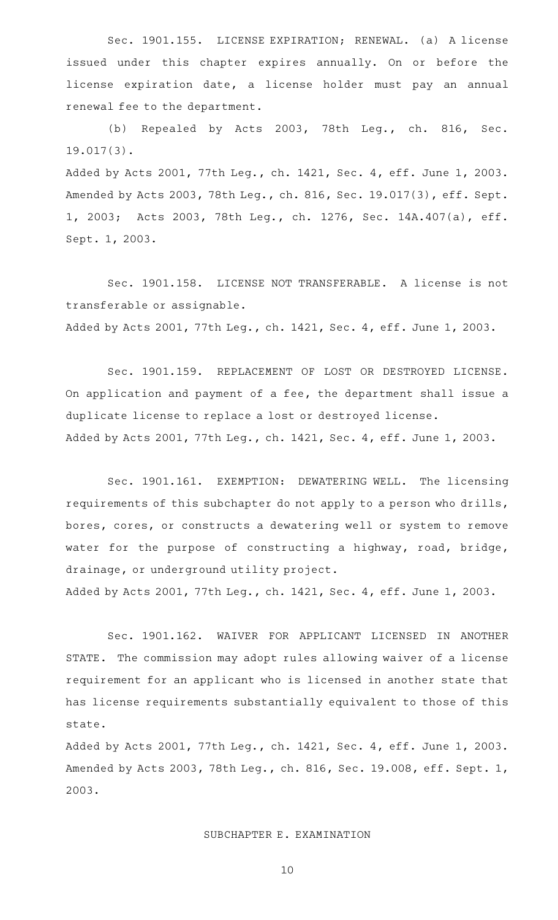Sec. 1901.155. LICENSE EXPIRATION; RENEWAL. (a) A license issued under this chapter expires annually. On or before the license expiration date, a license holder must pay an annual renewal fee to the department.

(b) Repealed by Acts 2003, 78th Leg., ch. 816, Sec. 19.017(3).

Added by Acts 2001, 77th Leg., ch. 1421, Sec. 4, eff. June 1, 2003. Amended by Acts 2003, 78th Leg., ch. 816, Sec. 19.017(3), eff. Sept. 1, 2003; Acts 2003, 78th Leg., ch. 1276, Sec. 14A.407(a), eff. Sept. 1, 2003.

Sec. 1901.158. LICENSE NOT TRANSFERABLE. A license is not transferable or assignable.

Added by Acts 2001, 77th Leg., ch. 1421, Sec. 4, eff. June 1, 2003.

Sec. 1901.159. REPLACEMENT OF LOST OR DESTROYED LICENSE. On application and payment of a fee, the department shall issue a duplicate license to replace a lost or destroyed license.

Added by Acts 2001, 77th Leg., ch. 1421, Sec. 4, eff. June 1, 2003.

Sec. 1901.161. EXEMPTION: DEWATERING WELL. The licensing requirements of this subchapter do not apply to a person who drills, bores, cores, or constructs a dewatering well or system to remove water for the purpose of constructing a highway, road, bridge, drainage, or underground utility project.

Added by Acts 2001, 77th Leg., ch. 1421, Sec. 4, eff. June 1, 2003.

Sec. 1901.162. WAIVER FOR APPLICANT LICENSED IN ANOTHER STATE. The commission may adopt rules allowing waiver of a license requirement for an applicant who is licensed in another state that has license requirements substantially equivalent to those of this state.

Added by Acts 2001, 77th Leg., ch. 1421, Sec. 4, eff. June 1, 2003. Amended by Acts 2003, 78th Leg., ch. 816, Sec. 19.008, eff. Sept. 1, 2003.

## SUBCHAPTER E. EXAMINATION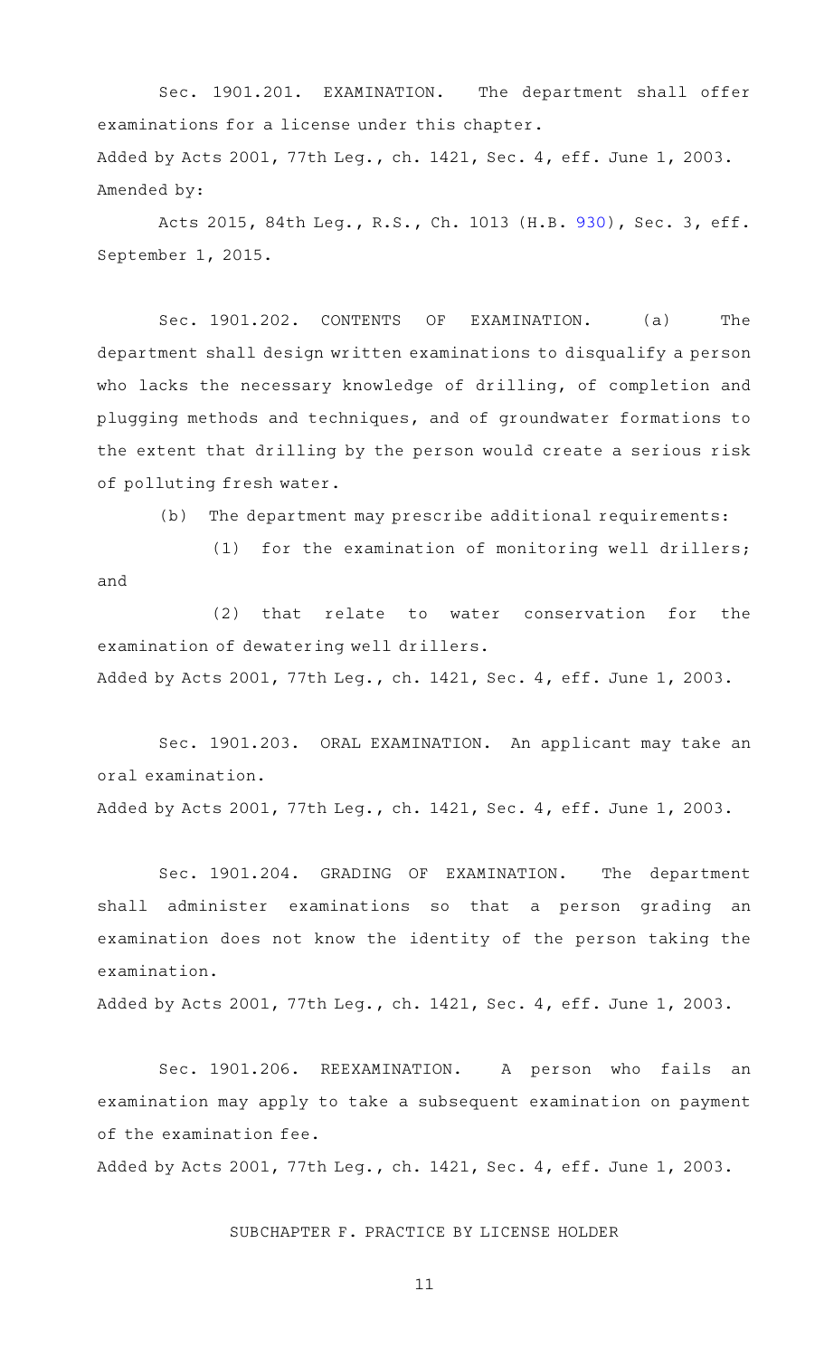Sec. 1901.201. EXAMINATION. The department shall offer examinations for a license under this chapter.

Added by Acts 2001, 77th Leg., ch. 1421, Sec. 4, eff. June 1, 2003.

Amended by:

Acts 2015, 84th Leg., R.S., Ch. 1013 (H.B. 930), Sec. 3, eff. September 1, 2015.

Sec. 1901.202. CONTENTS OF EXAMINATION. (a) The department shall design written examinations to disqualify a person who lacks the necessary knowledge of drilling, of completion and plugging methods and techniques, and of groundwater formations to the extent that drilling by the person would create a serious risk of polluting fresh water.

(b) The department may prescribe additional requirements:

(1) for the examination of monitoring well drillers; and

(2) that relate to water conservation for the examination of dewatering well drillers.

Added by Acts 2001, 77th Leg., ch. 1421, Sec. 4, eff. June 1, 2003.

Sec. 1901.203. ORAL EXAMINATION. An applicant may take an oral examination.

Added by Acts 2001, 77th Leg., ch. 1421, Sec. 4, eff. June 1, 2003.

Sec. 1901.204. GRADING OF EXAMINATION. The department shall administer examinations so that a person grading an examination does not know the identity of the person taking the examination.

Added by Acts 2001, 77th Leg., ch. 1421, Sec. 4, eff. June 1, 2003.

Sec. 1901.206. REEXAMINATION. A person who fails an examination may apply to take a subsequent examination on payment of the examination fee.

Added by Acts 2001, 77th Leg., ch. 1421, Sec. 4, eff. June 1, 2003.

## SUBCHAPTER F. PRACTICE BY LICENSE HOLDER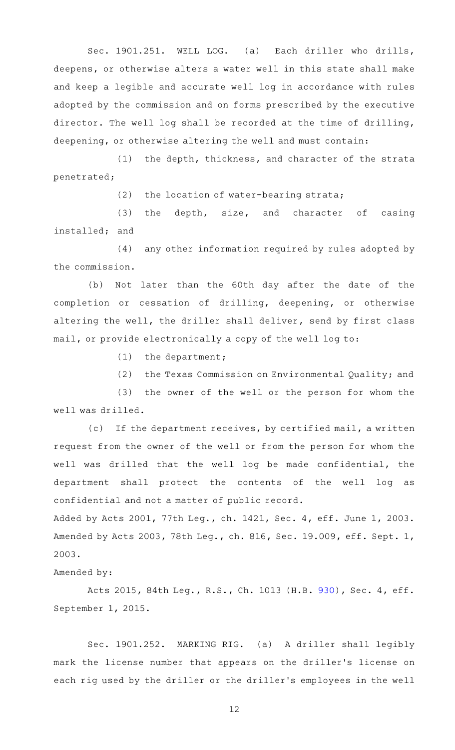Sec. 1901.251. WELL LOG. (a) Each driller who drills, deepens, or otherwise alters a water well in this state shall make and keep a legible and accurate well log in accordance with rules adopted by the commission and on forms prescribed by the executive director. The well log shall be recorded at the time of drilling, deepening, or otherwise altering the well and must contain:

(1) the depth, thickness, and character of the strata penetrated;

(2) the location of water-bearing strata;

(3) the depth, size, and character of casing installed; and

(4) any other information required by rules adopted by the commission.

(b) Not later than the 60th day after the date of the completion or cessation of drilling, deepening, or otherwise altering the well, the driller shall deliver, send by first class mail, or provide electronically a copy of the well log to:

(1) the department;

(2) the Texas Commission on Environmental Quality; and

(3) the owner of the well or the person for whom the well was drilled.

(c) If the department receives, by certified mail, a written request from the owner of the well or from the person for whom the well was drilled that the well log be made confidential, the department shall protect the contents of the well log as confidential and not a matter of public record.

Added by Acts 2001, 77th Leg., ch. 1421, Sec. 4, eff. June 1, 2003. Amended by Acts 2003, 78th Leg., ch. 816, Sec. 19.009, eff. Sept. 1, 2003.

Amended by:

Acts 2015, 84th Leg., R.S., Ch. 1013 (H.B. 930), Sec. 4, eff. September 1, 2015.

Sec. 1901.252. MARKING RIG. (a) A driller shall legibly mark the license number that appears on the driller's license on each rig used by the driller or the driller's employees in the well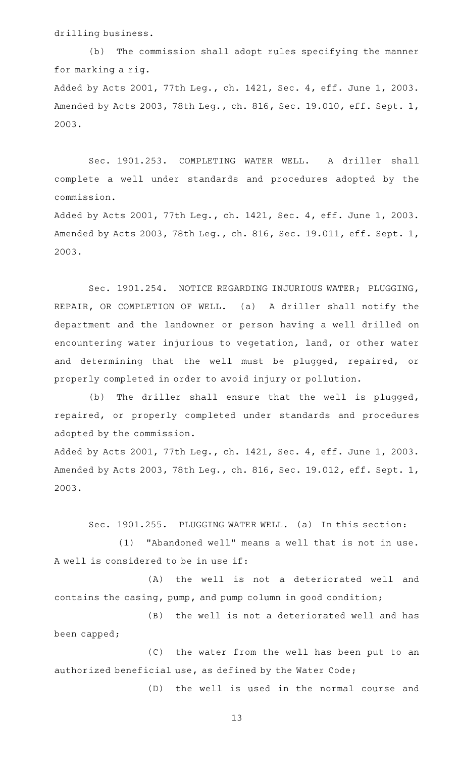drilling business.

(b) The commission shall adopt rules specifying the manner for marking a rig.

Added by Acts 2001, 77th Leg., ch. 1421, Sec. 4, eff. June 1, 2003. Amended by Acts 2003, 78th Leg., ch. 816, Sec. 19.010, eff. Sept. 1, 2003.

Sec. 1901.253. COMPLETING WATER WELL. A driller shall complete a well under standards and procedures adopted by the commission.

Added by Acts 2001, 77th Leg., ch. 1421, Sec. 4, eff. June 1, 2003. Amended by Acts 2003, 78th Leg., ch. 816, Sec. 19.011, eff. Sept. 1, 2003.

Sec. 1901.254. NOTICE REGARDING INJURIOUS WATER; PLUGGING, REPAIR, OR COMPLETION OF WELL. (a) A driller shall notify the department and the landowner or person having a well drilled on encountering water injurious to vegetation, land, or other water and determining that the well must be plugged, repaired, or properly completed in order to avoid injury or pollution.

(b) The driller shall ensure that the well is plugged, repaired, or properly completed under standards and procedures adopted by the commission.

Added by Acts 2001, 77th Leg., ch. 1421, Sec. 4, eff. June 1, 2003. Amended by Acts 2003, 78th Leg., ch. 816, Sec. 19.012, eff. Sept. 1, 2003.

Sec. 1901.255. PLUGGING WATER WELL. (a) In this section:

(1) "Abandoned well" means a well that is not in use. A well is considered to be in use if:

(A) the well is not a deteriorated well and contains the casing, pump, and pump column in good condition;

(B) the well is not a deteriorated well and has been capped;

(C) the water from the well has been put to an authorized beneficial use, as defined by the Water Code;

(D) the well is used in the normal course and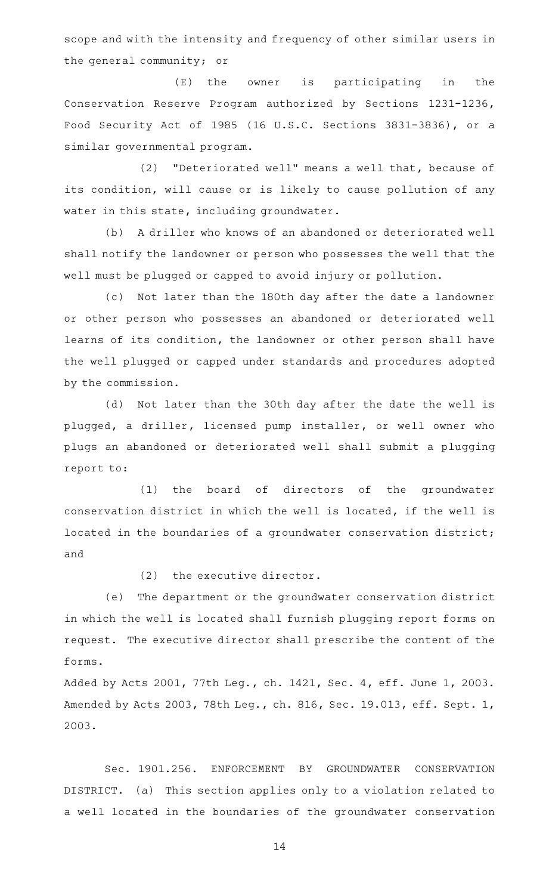scope and with the intensity and frequency of other similar users in the general community; or

(E) the owner is participating in the Conservation Reserve Program authorized by Sections 1231-1236, Food Security Act of 1985 (16 U.S.C. Sections 3831-3836), or a similar governmental program.

(2) "Deteriorated well" means a well that, because of its condition, will cause or is likely to cause pollution of any water in this state, including groundwater.

(b) A driller who knows of an abandoned or deteriorated well shall notify the landowner or person who possesses the well that the well must be plugged or capped to avoid injury or pollution.

(c) Not later than the 180th day after the date a landowner or other person who possesses an abandoned or deteriorated well learns of its condition, the landowner or other person shall have the well plugged or capped under standards and procedures adopted by the commission.

(d) Not later than the 30th day after the date the well is plugged, a driller, licensed pump installer, or well owner who plugs an abandoned or deteriorated well shall submit a plugging report to:

(1) the board of directors of the groundwater conservation district in which the well is located, if the well is located in the boundaries of a groundwater conservation district; and

(2) the executive director.

(e) The department or the groundwater conservation district in which the well is located shall furnish plugging report forms on request. The executive director shall prescribe the content of the forms.

Added by Acts 2001, 77th Leg., ch. 1421, Sec. 4, eff. June 1, 2003.
Amended by Acts 2003, 78th Leg., ch. 816, Sec. 19.013, eff. Sept. 1, 2003.

Sec. 1901.256. ENFORCEMENT BY GROUNDWATER CONSERVATION DISTRICT. (a) This section applies only to a violation related to a well located in the boundaries of the groundwater conservation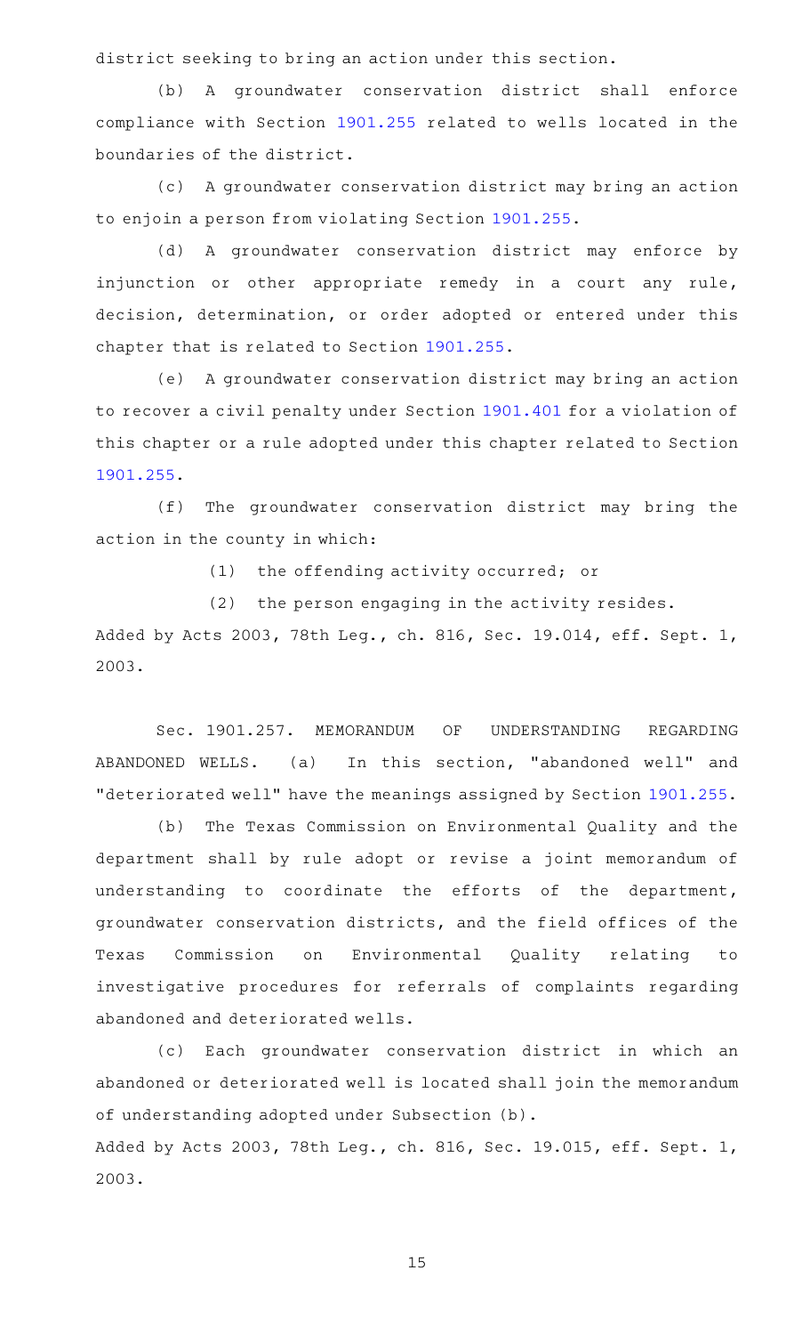district seeking to bring an action under this section.

(b) A groundwater conservation district shall enforce compliance with Section 1901.255 related to wells located in the boundaries of the district.

(c) A groundwater conservation district may bring an action to enjoin a person from violating Section 1901.255.

(d) A groundwater conservation district may enforce by injunction or other appropriate remedy in a court any rule, decision, determination, or order adopted or entered under this chapter that is related to Section 1901.255.

(e) A groundwater conservation district may bring an action to recover a civil penalty under Section 1901.401 for a violation of this chapter or a rule adopted under this chapter related to Section 1901.255.

(f) The groundwater conservation district may bring the action in the county in which:

(1) the offending activity occurred; or

(2) the person engaging in the activity resides.

Added by Acts 2003, 78th Leg., ch. 816, Sec. 19.014, eff. Sept. 1, 2003.

Sec. 1901.257. MEMORANDUM OF UNDERSTANDING REGARDING ABANDONED WELLS. (a) In this section, "abandoned well" and "deteriorated well" have the meanings assigned by Section 1901.255.

(b) The Texas Commission on Environmental Quality and the department shall by rule adopt or revise a joint memorandum of understanding to coordinate the efforts of the department, groundwater conservation districts, and the field offices of the Texas Commission on Environmental Quality relating to investigative procedures for referrals of complaints regarding abandoned and deteriorated wells.

(c) Each groundwater conservation district in which an abandoned or deteriorated well is located shall join the memorandum of understanding adopted under Subsection (b).

Added by Acts 2003, 78th Leg., ch. 816, Sec. 19.015, eff. Sept. 1, 2003.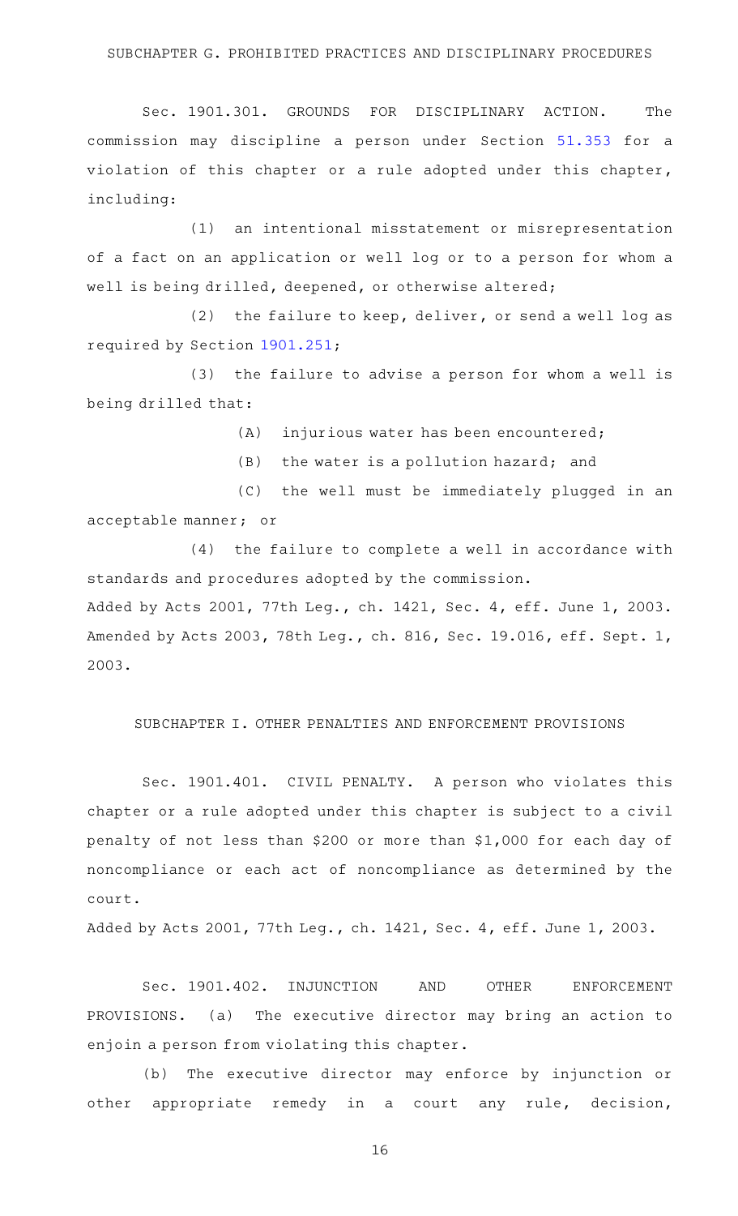## SUBCHAPTER G. PROHIBITED PRACTICES AND DISCIPLINARY PROCEDURES

Sec. 1901.301. GROUNDS FOR DISCIPLINARY ACTION. The commission may discipline a person under Section 51.353 for a violation of this chapter or a rule adopted under this chapter, including:

(1) an intentional misstatement or misrepresentation of a fact on an application or well log or to a person for whom a well is being drilled, deepened, or otherwise altered;

(2) the failure to keep, deliver, or send a well log as required by Section 1901.251;

(3) the failure to advise a person for whom a well is being drilled that:

(A) injurious water has been encountered;

(B) the water is a pollution hazard; and

(C) the well must be immediately plugged in an acceptable manner; or

(4) the failure to complete a well in accordance with standards and procedures adopted by the commission.

Added by Acts 2001, 77th Leg., ch. 1421, Sec. 4, eff. June 1, 2003. Amended by Acts 2003, 78th Leg., ch. 816, Sec. 19.016, eff. Sept. 1, 2003.

## SUBCHAPTER I. OTHER PENALTIES AND ENFORCEMENT PROVISIONS

Sec. 1901.401. CIVIL PENALTY. A person who violates this chapter or a rule adopted under this chapter is subject to a civil penalty of not less than $200 or more than $1,000 for each day of noncompliance or each act of noncompliance as determined by the court.

Added by Acts 2001, 77th Leg., ch. 1421, Sec. 4, eff. June 1, 2003.

Sec. 1901.402. INJUNCTION AND OTHER ENFORCEMENT PROVISIONS. (a) The executive director may bring an action to enjoin a person from violating this chapter.

(b) The executive director may enforce by injunction or other appropriate remedy in a court any rule, decision,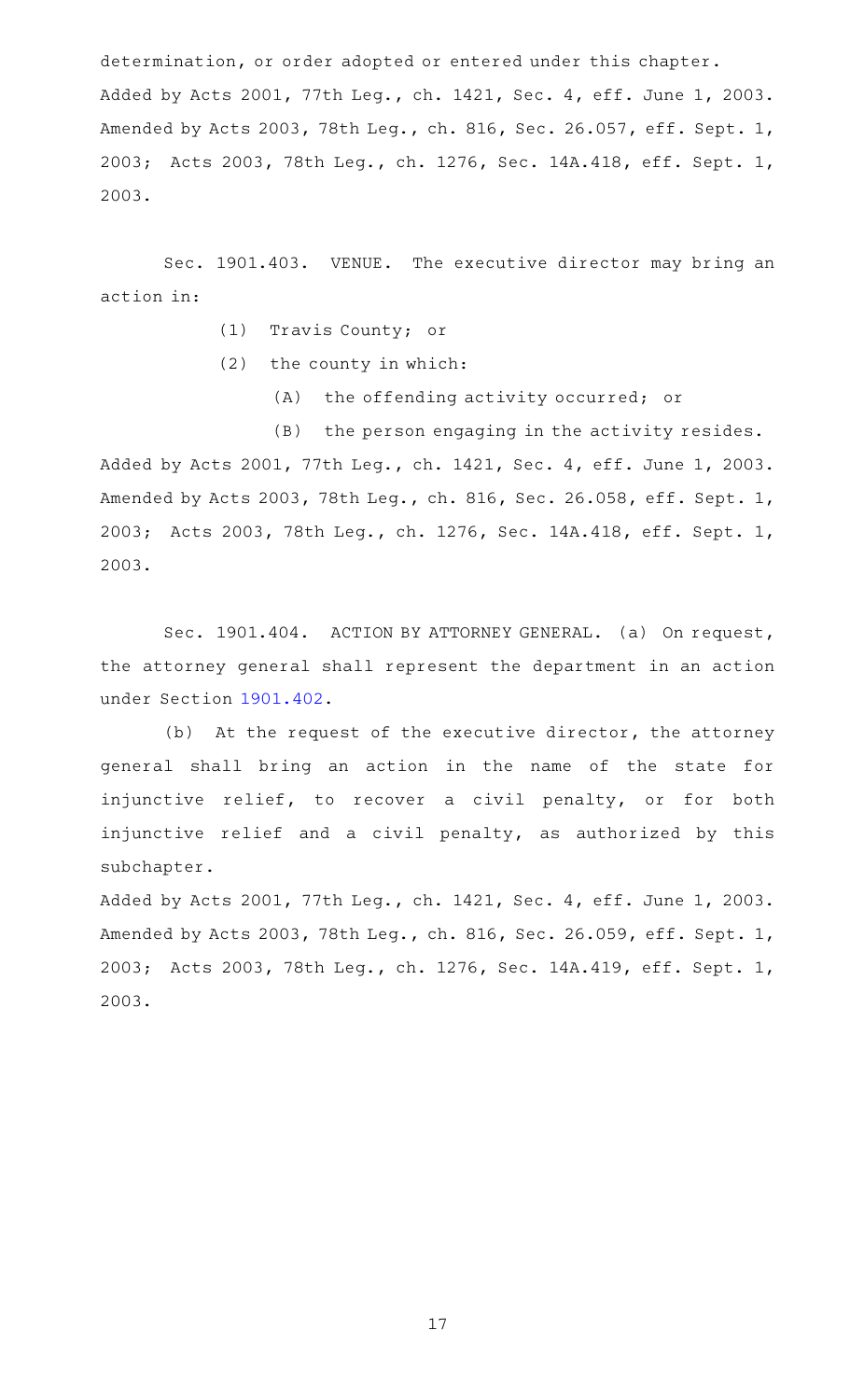determination, or order adopted or entered under this chapter.

Added by Acts 2001, 77th Leg., ch. 1421, Sec. 4, eff. June 1, 2003. Amended by Acts 2003, 78th Leg., ch. 816, Sec. 26.057, eff. Sept. 1, 2003; Acts 2003, 78th Leg., ch. 1276, Sec. 14A.418, eff. Sept. 1, 2003.

Sec. 1901.403. VENUE. The executive director may bring an action in:

(1) Travis County; or

(2) the county in which:

(A) the offending activity occurred; or

(B) the person engaging in the activity resides.

Added by Acts 2001, 77th Leg., ch. 1421, Sec. 4, eff. June 1, 2003. Amended by Acts 2003, 78th Leg., ch. 816, Sec. 26.058, eff. Sept. 1, 2003; Acts 2003, 78th Leg., ch. 1276, Sec. 14A.418, eff. Sept. 1, 2003.

Sec. 1901.404. ACTION BY ATTORNEY GENERAL. (a) On request, the attorney general shall represent the department in an action under Section 1901.402.

(b) At the request of the executive director, the attorney general shall bring an action in the name of the state for injunctive relief, to recover a civil penalty, or for both injunctive relief and a civil penalty, as authorized by this subchapter.

Added by Acts 2001, 77th Leg., ch. 1421, Sec. 4, eff. June 1, 2003. Amended by Acts 2003, 78th Leg., ch. 816, Sec. 26.059, eff. Sept. 1, 2003; Acts 2003, 78th Leg., ch. 1276, Sec. 14A.419, eff. Sept. 1, 2003.